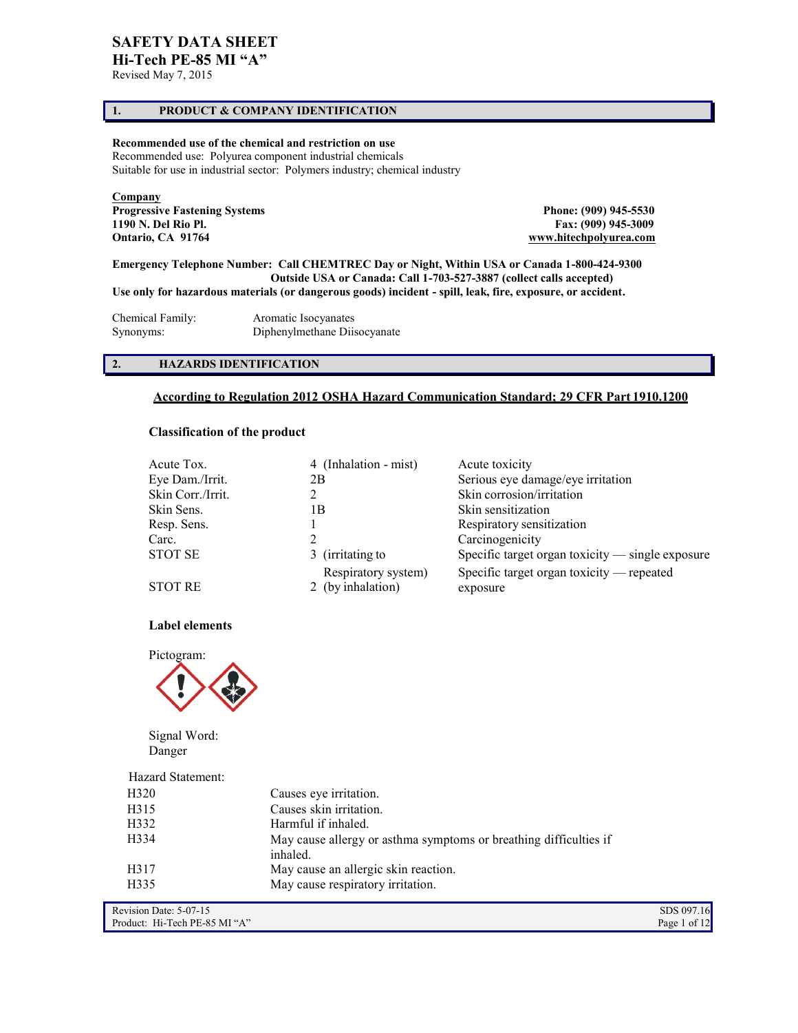# SAFETY DATA SHEET
## Hi-Tech PE-85 MI "A"

Revised May 7, 2015

## 1. PRODUCT & COMPANY IDENTIFICATION

**Recommended use of the chemical and restriction on use**
Recommended use: Polyurea component industrial chemicals
Suitable for use in industrial sector: Polymers industry; chemical industry

**Company**
**Progressive Fastening Systems**
**1190 N. Del Rio Pl.**
**Ontario, CA 91764**

**Phone: (909) 945-5530**
**Fax: (909) 945-3009**
**www.hitechpolyurea.com**

**Emergency Telephone Number: Call CHEMTREC Day or Night, Within USA or Canada 1-800-424-9300**
**Outside USA or Canada: Call 1-703-527-3887 (collect calls accepted)**
**Use only for hazardous materials (or dangerous goods) incident - spill, leak, fire, exposure, or accident.**

| | |
|---|---|
| Chemical Family: | Aromatic Isocyanates |
| Synonyms: | Diphenylmethane Diisocyanate |

## 2. HAZARDS IDENTIFICATION

**According to Regulation 2012 OSHA Hazard Communication Standard; 29 CFR Part 1910.1200**

### Classification of the product

| | | |
|---|---|---|
| Acute Tox. | 4 (Inhalation - mist) | Acute toxicity |
| Eye Dam./Irrit. | 2B | Serious eye damage/eye irritation |
| Skin Corr./Irrit. | 2 | Skin corrosion/irritation |
| Skin Sens. | 1B | Skin sensitization |
| Resp. Sens. | 1 | Respiratory sensitization |
| Carc. | 2 | Carcinogenicity |
| STOT SE | 3 (irritating to Respiratory system) | Specific target organ toxicity — single exposure |
| STOT RE | 2 (by inhalation) | Specific target organ toxicity — repeated exposure |

### Label elements

Pictogram:

Signal Word:
Danger

Hazard Statement:

| | |
|---|---|
| H320 | Causes eye irritation. |
| H315 | Causes skin irritation. |
| H332 | Harmful if inhaled. |
| H334 | May cause allergy or asthma symptoms or breathing difficulties if inhaled. |
| H317 | May cause an allergic skin reaction. |
| H335 | May cause respiratory irritation. |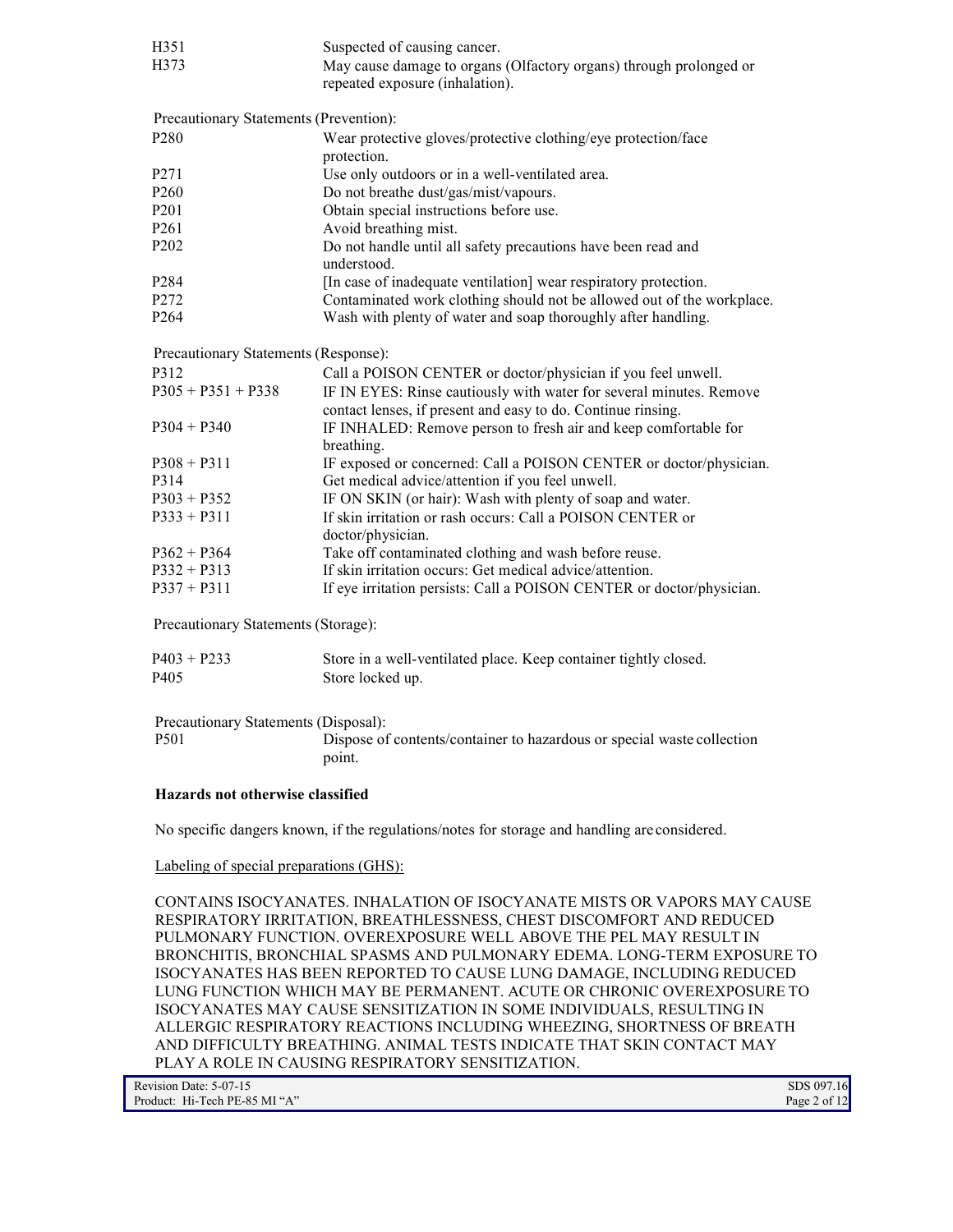| | |
|---|---|
| H351 | Suspected of causing cancer. |
| H373 | May cause damage to organs (Olfactory organs) through prolonged or repeated exposure (inhalation). |

Precautionary Statements (Prevention):

| | |
|---|---|
| P280 | Wear protective gloves/protective clothing/eye protection/face protection. |
| P271 | Use only outdoors or in a well-ventilated area. |
| P260 | Do not breathe dust/gas/mist/vapours. |
| P201 | Obtain special instructions before use. |
| P261 | Avoid breathing mist. |
| P202 | Do not handle until all safety precautions have been read and understood. |
| P284 | [In case of inadequate ventilation] wear respiratory protection. |
| P272 | Contaminated work clothing should not be allowed out of the workplace. |
| P264 | Wash with plenty of water and soap thoroughly after handling. |

Precautionary Statements (Response):

| | |
|---|---|
| P312 | Call a POISON CENTER or doctor/physician if you feel unwell. |
| P305 + P351 + P338 | IF IN EYES: Rinse cautiously with water for several minutes. Remove contact lenses, if present and easy to do. Continue rinsing. |
| P304 + P340 | IF INHALED: Remove person to fresh air and keep comfortable for breathing. |
| P308 + P311 | IF exposed or concerned: Call a POISON CENTER or doctor/physician. |
| P314 | Get medical advice/attention if you feel unwell. |
| P303 + P352 | IF ON SKIN (or hair): Wash with plenty of soap and water. |
| P333 + P311 | If skin irritation or rash occurs: Call a POISON CENTER or doctor/physician. |
| P362 + P364 | Take off contaminated clothing and wash before reuse. |
| P332 + P313 | If skin irritation occurs: Get medical advice/attention. |
| P337 + P311 | If eye irritation persists: Call a POISON CENTER or doctor/physician. |

Precautionary Statements (Storage):

| | |
|---|---|
| P403 + P233 | Store in a well-ventilated place. Keep container tightly closed. |
| P405 | Store locked up. |

Precautionary Statements (Disposal):

| | |
|---|---|
| P501 | Dispose of contents/container to hazardous or special waste collection point. |

**Hazards not otherwise classified**

No specific dangers known, if the regulations/notes for storage and handling are considered.

Labeling of special preparations (GHS):

CONTAINS ISOCYANATES. INHALATION OF ISOCYANATE MISTS OR VAPORS MAY CAUSE RESPIRATORY IRRITATION, BREATHLESSNESS, CHEST DISCOMFORT AND REDUCED PULMONARY FUNCTION. OVEREXPOSURE WELL ABOVE THE PEL MAY RESULT IN BRONCHITIS, BRONCHIAL SPASMS AND PULMONARY EDEMA. LONG-TERM EXPOSURE TO ISOCYANATES HAS BEEN REPORTED TO CAUSE LUNG DAMAGE, INCLUDING REDUCED LUNG FUNCTION WHICH MAY BE PERMANENT. ACUTE OR CHRONIC OVEREXPOSURE TO ISOCYANATES MAY CAUSE SENSITIZATION IN SOME INDIVIDUALS, RESULTING IN ALLERGIC RESPIRATORY REACTIONS INCLUDING WHEEZING, SHORTNESS OF BREATH AND DIFFICULTY BREATHING. ANIMAL TESTS INDICATE THAT SKIN CONTACT MAY PLAY A ROLE IN CAUSING RESPIRATORY SENSITIZATION.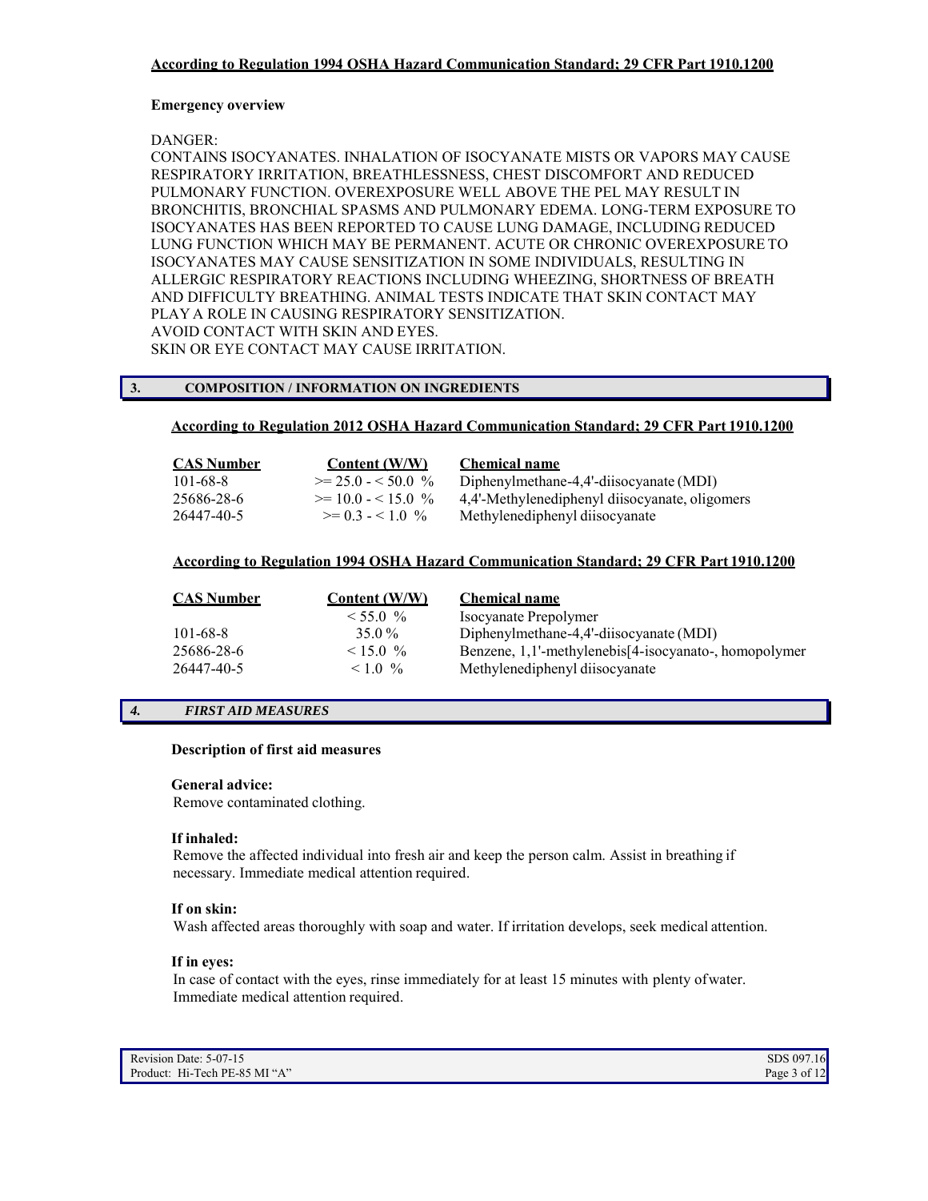**According to Regulation 1994 OSHA Hazard Communication Standard; 29 CFR Part 1910.1200**

**Emergency overview**

DANGER:

CONTAINS ISOCYANATES. INHALATION OF ISOCYANATE MISTS OR VAPORS MAY CAUSE RESPIRATORY IRRITATION, BREATHLESSNESS, CHEST DISCOMFORT AND REDUCED PULMONARY FUNCTION. OVEREXPOSURE WELL ABOVE THE PEL MAY RESULT IN BRONCHITIS, BRONCHIAL SPASMS AND PULMONARY EDEMA. LONG-TERM EXPOSURE TO ISOCYANATES HAS BEEN REPORTED TO CAUSE LUNG DAMAGE, INCLUDING REDUCED LUNG FUNCTION WHICH MAY BE PERMANENT. ACUTE OR CHRONIC OVEREXPOSURE TO ISOCYANATES MAY CAUSE SENSITIZATION IN SOME INDIVIDUALS, RESULTING IN ALLERGIC RESPIRATORY REACTIONS INCLUDING WHEEZING, SHORTNESS OF BREATH AND DIFFICULTY BREATHING. ANIMAL TESTS INDICATE THAT SKIN CONTACT MAY PLAY A ROLE IN CAUSING RESPIRATORY SENSITIZATION.
AVOID CONTACT WITH SKIN AND EYES.
SKIN OR EYE CONTACT MAY CAUSE IRRITATION.

## 3. COMPOSITION / INFORMATION ON INGREDIENTS

**According to Regulation 2012 OSHA Hazard Communication Standard; 29 CFR Part 1910.1200**

| CAS Number | Content (W/W) | Chemical name |
|---|---|---|
| 101-68-8 | >= 25.0 - < 50.0 % | Diphenylmethane-4,4'-diisocyanate (MDI) |
| 25686-28-6 | >= 10.0 - < 15.0 % | 4,4'-Methylenediphenyl diisocyanate, oligomers |
| 26447-40-5 | >= 0.3 - < 1.0 % | Methylenediphenyl diisocyanate |

**According to Regulation 1994 OSHA Hazard Communication Standard; 29 CFR Part 1910.1200**

| CAS Number | Content (W/W) | Chemical name |
|---|---|---|
| | < 55.0 % | Isocyanate Prepolymer |
| 101-68-8 | 35.0 % | Diphenylmethane-4,4'-diisocyanate (MDI) |
| 25686-28-6 | < 15.0 % | Benzene, 1,1'-methylenebis[4-isocyanato-, homopolymer |
| 26447-40-5 | < 1.0 % | Methylenediphenyl diisocyanate |

## *4. FIRST AID MEASURES*

**Description of first aid measures**

**General advice:**
Remove contaminated clothing.

**If inhaled:**
Remove the affected individual into fresh air and keep the person calm. Assist in breathing if necessary. Immediate medical attention required.

**If on skin:**
Wash affected areas thoroughly with soap and water. If irritation develops, seek medical attention.

**If in eyes:**
In case of contact with the eyes, rinse immediately for at least 15 minutes with plenty of water. Immediate medical attention required.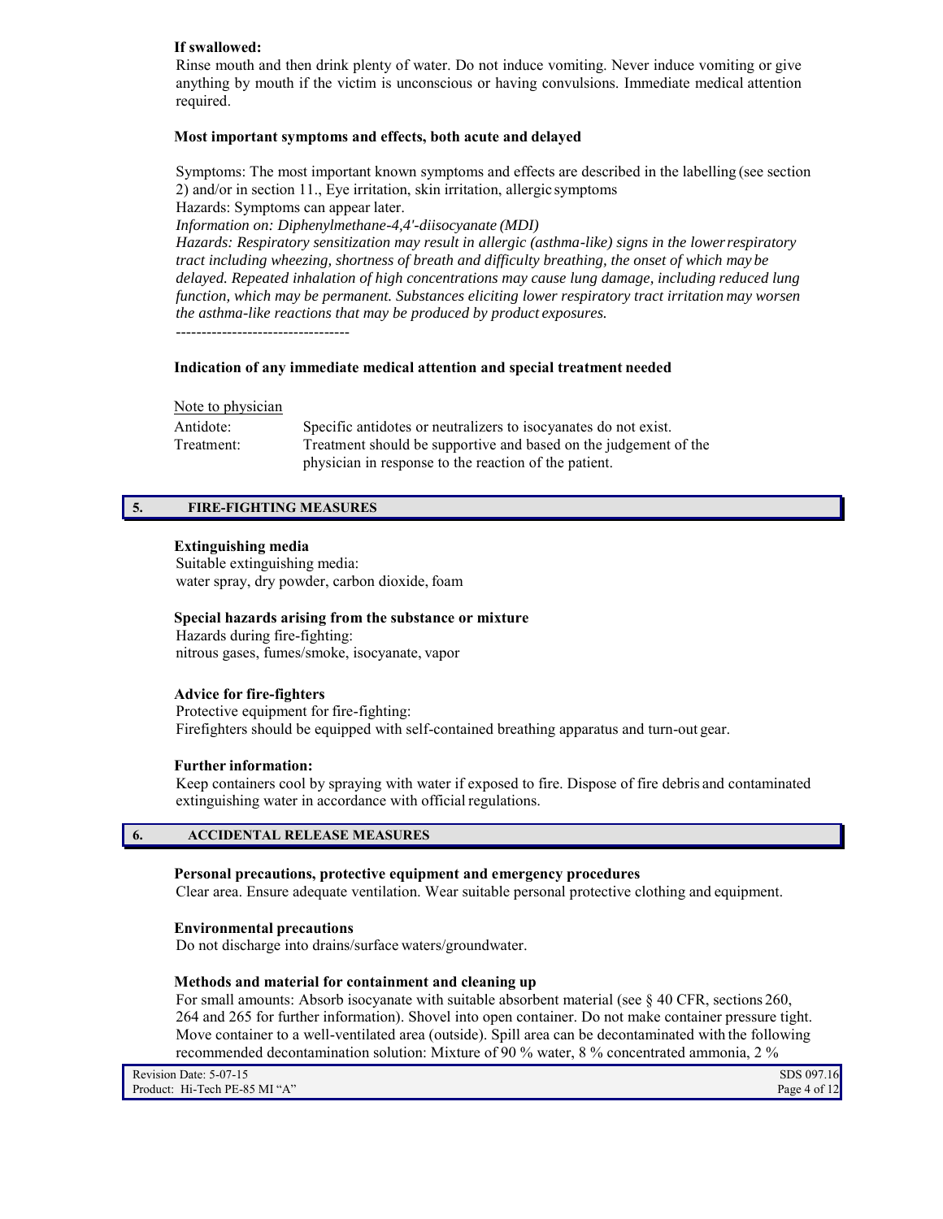**If swallowed:**

Rinse mouth and then drink plenty of water. Do not induce vomiting. Never induce vomiting or give anything by mouth if the victim is unconscious or having convulsions. Immediate medical attention required.

**Most important symptoms and effects, both acute and delayed**

Symptoms: The most important known symptoms and effects are described in the labelling (see section 2) and/or in section 11., Eye irritation, skin irritation, allergic symptoms

Hazards: Symptoms can appear later.

*Information on: Diphenylmethane-4,4'-diisocyanate (MDI)*

*Hazards: Respiratory sensitization may result in allergic (asthma-like) signs in the lower respiratory tract including wheezing, shortness of breath and difficulty breathing, the onset of which may be delayed. Repeated inhalation of high concentrations may cause lung damage, including reduced lung function, which may be permanent. Substances eliciting lower respiratory tract irritation may worsen the asthma-like reactions that may be produced by product exposures.*

----------------------------------

**Indication of any immediate medical attention and special treatment needed**

Note to physician

| | |
|---|---|
| Antidote: | Specific antidotes or neutralizers to isocyanates do not exist. |
| Treatment: | Treatment should be supportive and based on the judgement of the physician in response to the reaction of the patient. |

## 5. FIRE-FIGHTING MEASURES

**Extinguishing media**

Suitable extinguishing media:
water spray, dry powder, carbon dioxide, foam

**Special hazards arising from the substance or mixture**

Hazards during fire-fighting:
nitrous gases, fumes/smoke, isocyanate, vapor

**Advice for fire-fighters**

Protective equipment for fire-fighting:
Firefighters should be equipped with self-contained breathing apparatus and turn-out gear.

**Further information:**

Keep containers cool by spraying with water if exposed to fire. Dispose of fire debris and contaminated extinguishing water in accordance with official regulations.

## 6. ACCIDENTAL RELEASE MEASURES

**Personal precautions, protective equipment and emergency procedures**

Clear area. Ensure adequate ventilation. Wear suitable personal protective clothing and equipment.

**Environmental precautions**

Do not discharge into drains/surface waters/groundwater.

**Methods and material for containment and cleaning up**

For small amounts: Absorb isocyanate with suitable absorbent material (see § 40 CFR, sections 260, 264 and 265 for further information). Shovel into open container. Do not make container pressure tight. Move container to a well-ventilated area (outside). Spill area can be decontaminated with the following recommended decontamination solution: Mixture of 90 % water, 8 % concentrated ammonia, 2 %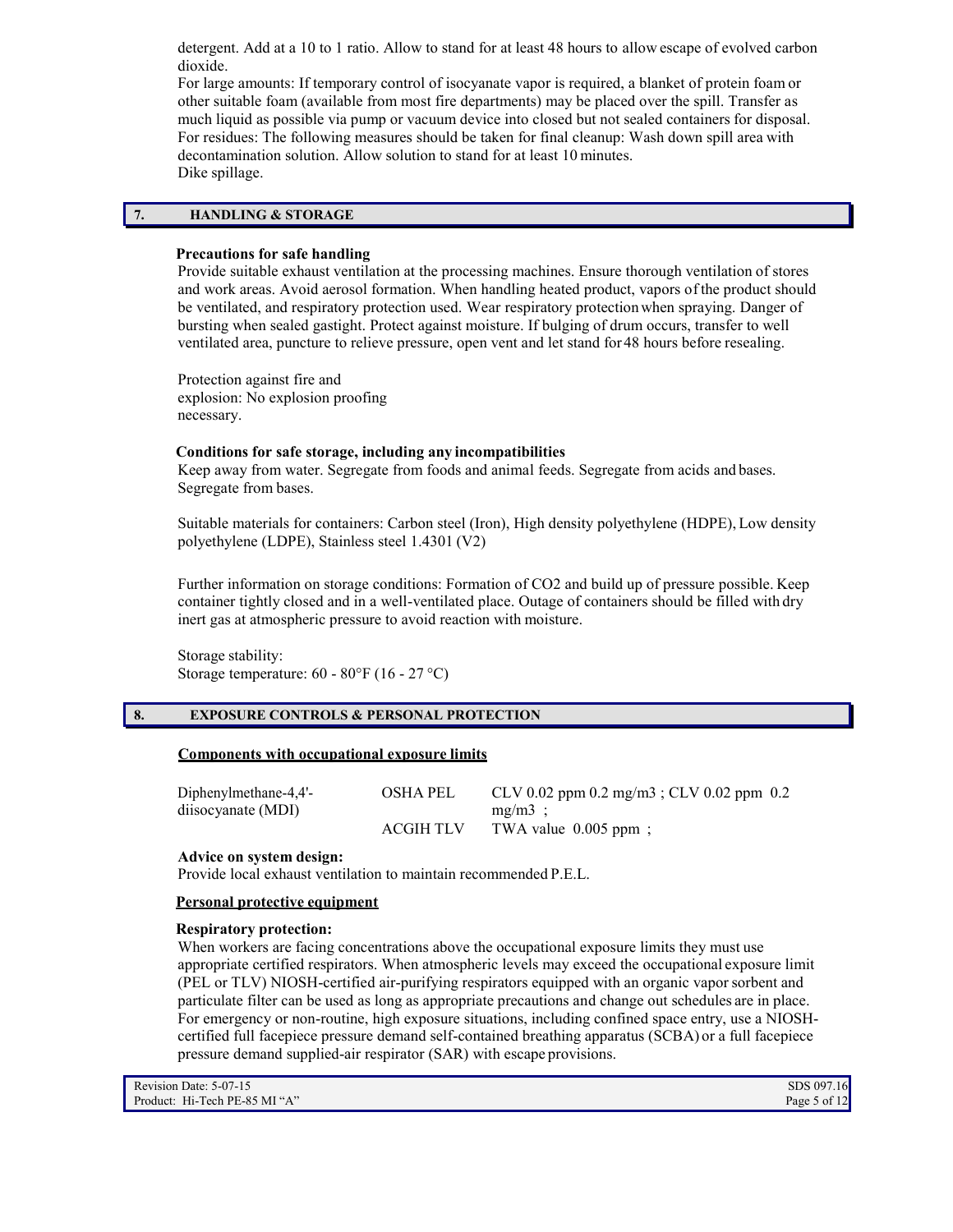detergent. Add at a 10 to 1 ratio. Allow to stand for at least 48 hours to allow escape of evolved carbon dioxide.

For large amounts: If temporary control of isocyanate vapor is required, a blanket of protein foam or other suitable foam (available from most fire departments) may be placed over the spill. Transfer as much liquid as possible via pump or vacuum device into closed but not sealed containers for disposal.

For residues: The following measures should be taken for final cleanup: Wash down spill area with decontamination solution. Allow solution to stand for at least 10 minutes.

Dike spillage.

## 7. HANDLING & STORAGE

**Precautions for safe handling**

Provide suitable exhaust ventilation at the processing machines. Ensure thorough ventilation of stores and work areas. Avoid aerosol formation. When handling heated product, vapors of the product should be ventilated, and respiratory protection used. Wear respiratory protection when spraying. Danger of bursting when sealed gastight. Protect against moisture. If bulging of drum occurs, transfer to well ventilated area, puncture to relieve pressure, open vent and let stand for 48 hours before resealing.

Protection against fire and explosion: No explosion proofing necessary.

**Conditions for safe storage, including any incompatibilities**

Keep away from water. Segregate from foods and animal feeds. Segregate from acids and bases. Segregate from bases.

Suitable materials for containers: Carbon steel (Iron), High density polyethylene (HDPE), Low density polyethylene (LDPE), Stainless steel 1.4301 (V2)

Further information on storage conditions: Formation of $CO_2$ and build up of pressure possible. Keep container tightly closed and in a well-ventilated place. Outage of containers should be filled with dry inert gas at atmospheric pressure to avoid reaction with moisture.

Storage stability:
Storage temperature: 60 - 80°F (16 - 27 °C)

## 8. EXPOSURE CONTROLS & PERSONAL PROTECTION

**Components with occupational exposure limits**

| | | |
|---|---|---|
| Diphenylmethane-4,4'-diisocyanate (MDI) | OSHA PEL | CLV 0.02 ppm 0.2 mg/m3 ; CLV 0.02 ppm 0.2 mg/m3 ; |
| | ACGIH TLV | TWA value 0.005 ppm ; |

**Advice on system design:**

Provide local exhaust ventilation to maintain recommended P.E.L.

**Personal protective equipment**

**Respiratory protection:**

When workers are facing concentrations above the occupational exposure limits they must use appropriate certified respirators. When atmospheric levels may exceed the occupational exposure limit (PEL or TLV) NIOSH-certified air-purifying respirators equipped with an organic vapor sorbent and particulate filter can be used as long as appropriate precautions and change out schedules are in place. For emergency or non-routine, high exposure situations, including confined space entry, use a NIOSH-certified full facepiece pressure demand self-contained breathing apparatus (SCBA) or a full facepiece pressure demand supplied-air respirator (SAR) with escape provisions.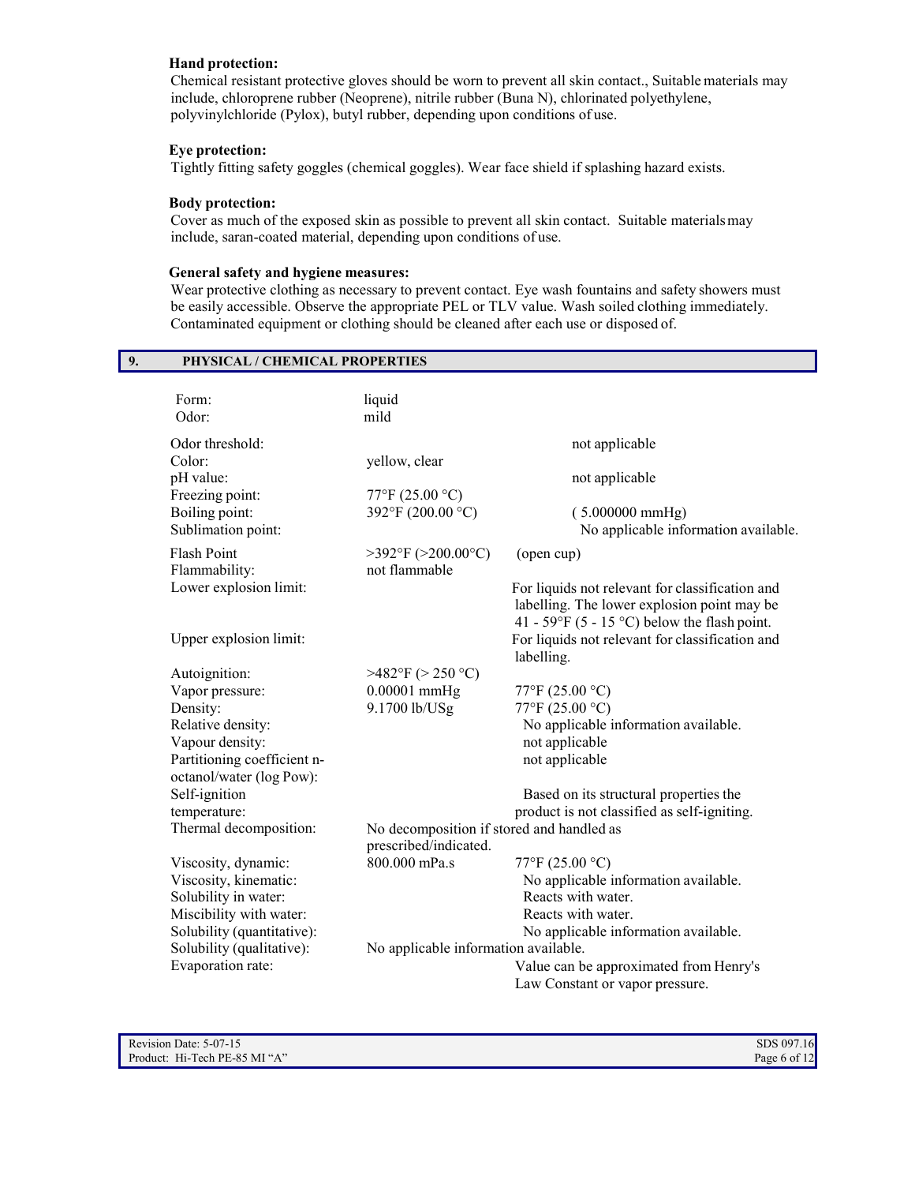**Hand protection:**

Chemical resistant protective gloves should be worn to prevent all skin contact., Suitable materials may include, chloroprene rubber (Neoprene), nitrile rubber (Buna N), chlorinated polyethylene, polyvinylchloride (Pylox), butyl rubber, depending upon conditions of use.

**Eye protection:**

Tightly fitting safety goggles (chemical goggles). Wear face shield if splashing hazard exists.

**Body protection:**

Cover as much of the exposed skin as possible to prevent all skin contact. Suitable materials may include, saran-coated material, depending upon conditions of use.

**General safety and hygiene measures:**

Wear protective clothing as necessary to prevent contact. Eye wash fountains and safety showers must be easily accessible. Observe the appropriate PEL or TLV value. Wash soiled clothing immediately. Contaminated equipment or clothing should be cleaned after each use or disposed of.

## 9. PHYSICAL / CHEMICAL PROPERTIES

| | | |
|---|---|---|
| Form: | liquid | |
| Odor: | mild | |
| Odor threshold: | | not applicable |
| Color: | yellow, clear | |
| pH value: | | not applicable |
| Freezing point: | 77°F (25.00 °C) | |
| Boiling point: | 392°F (200.00 °C) | ( 5.000000 mmHg) |
| Sublimation point: | | No applicable information available. |
| Flash Point | >392°F (>200.00°C) | (open cup) |
| Flammability: | not flammable | |
| Lower explosion limit: | | For liquids not relevant for classification and labelling. The lower explosion point may be 41 - 59°F (5 - 15 °C) below the flash point. |
| Upper explosion limit: | | For liquids not relevant for classification and labelling. |
| Autoignition: | >482°F (> 250 °C) | |
| Vapor pressure: | 0.00001 mmHg | 77°F (25.00 °C) |
| Density: | 9.1700 lb/USg | 77°F (25.00 °C) |
| Relative density: | | No applicable information available. |
| Vapour density: | | not applicable |
| Partitioning coefficient n-octanol/water (log Pow): | | not applicable |
| Self-ignition temperature: | | Based on its structural properties the product is not classified as self-igniting. |
| Thermal decomposition: | No decomposition if stored and handled as prescribed/indicated. | |
| Viscosity, dynamic: | 800.000 mPa.s | 77°F (25.00 °C) |
| Viscosity, kinematic: | | No applicable information available. |
| Solubility in water: | | Reacts with water. |
| Miscibility with water: | | Reacts with water. |
| Solubility (quantitative): | | No applicable information available. |
| Solubility (qualitative): | No applicable information available. | |
| Evaporation rate: | | Value can be approximated from Henry's Law Constant or vapor pressure. |

Revision Date: 5-07-15
Product: Hi-Tech PE-85 MI "A"
SDS 097.16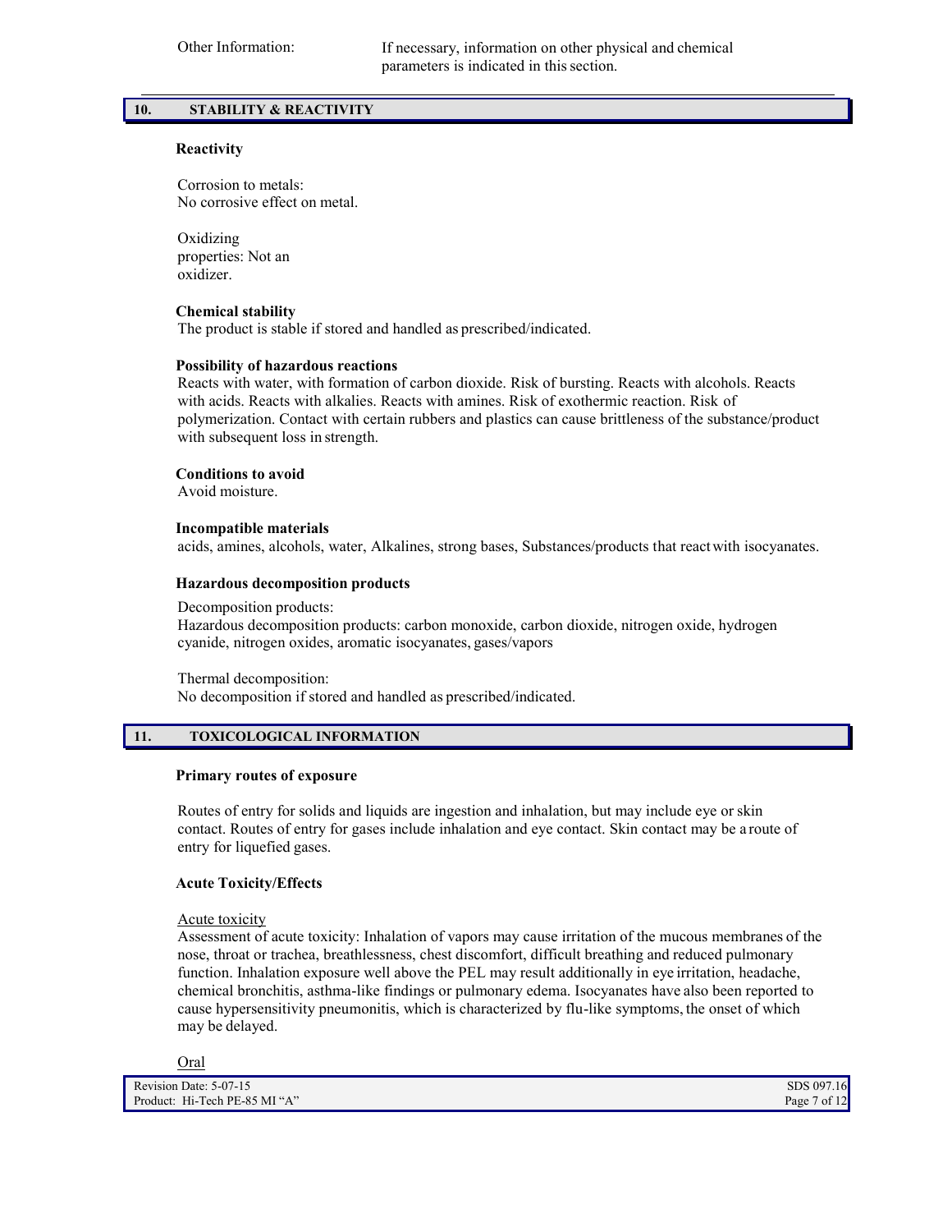Other Information: If necessary, information on other physical and chemical parameters is indicated in this section.

## 10. STABILITY & REACTIVITY

### Reactivity

Corrosion to metals:
No corrosive effect on metal.

Oxidizing properties: Not an oxidizer.

### Chemical stability

The product is stable if stored and handled as prescribed/indicated.

### Possibility of hazardous reactions

Reacts with water, with formation of carbon dioxide. Risk of bursting. Reacts with alcohols. Reacts with acids. Reacts with alkalies. Reacts with amines. Risk of exothermic reaction. Risk of polymerization. Contact with certain rubbers and plastics can cause brittleness of the substance/product with subsequent loss in strength.

### Conditions to avoid

Avoid moisture.

### Incompatible materials

acids, amines, alcohols, water, Alkalines, strong bases, Substances/products that react with isocyanates.

### Hazardous decomposition products

Decomposition products:
Hazardous decomposition products: carbon monoxide, carbon dioxide, nitrogen oxide, hydrogen cyanide, nitrogen oxides, aromatic isocyanates, gases/vapors

Thermal decomposition:
No decomposition if stored and handled as prescribed/indicated.

## 11. TOXICOLOGICAL INFORMATION

### Primary routes of exposure

Routes of entry for solids and liquids are ingestion and inhalation, but may include eye or skin contact. Routes of entry for gases include inhalation and eye contact. Skin contact may be a route of entry for liquefied gases.

### Acute Toxicity/Effects

Acute toxicity
Assessment of acute toxicity: Inhalation of vapors may cause irritation of the mucous membranes of the nose, throat or trachea, breathlessness, chest discomfort, difficult breathing and reduced pulmonary function. Inhalation exposure well above the PEL may result additionally in eye irritation, headache, chemical bronchitis, asthma-like findings or pulmonary edema. Isocyanates have also been reported to cause hypersensitivity pneumonitis, which is characterized by flu-like symptoms, the onset of which may be delayed.

Oral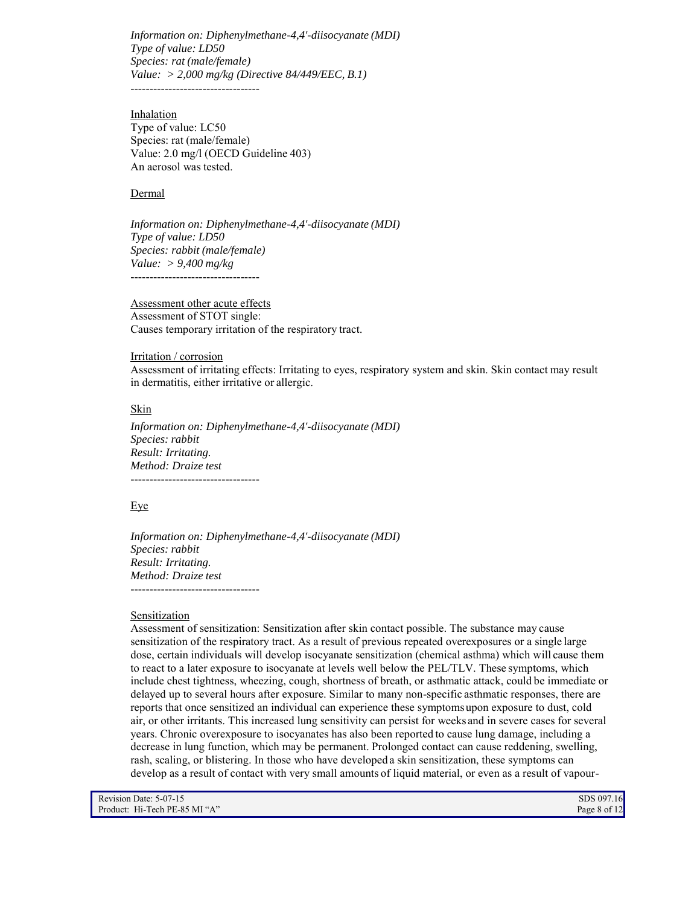*Information on: Diphenylmethane-4,4'-diisocyanate (MDI)*
*Type of value: LD50*
*Species: rat (male/female)*
*Value: > 2,000 mg/kg (Directive 84/449/EEC, B.1)*
----------------------------------

Inhalation
Type of value: LC50
Species: rat (male/female)
Value: 2.0 mg/l (OECD Guideline 403)
An aerosol was tested.

Dermal

*Information on: Diphenylmethane-4,4'-diisocyanate (MDI)*
*Type of value: LD50*
*Species: rabbit (male/female)*
*Value: > 9,400 mg/kg*
----------------------------------

Assessment other acute effects
Assessment of STOT single:
Causes temporary irritation of the respiratory tract.

Irritation / corrosion
Assessment of irritating effects: Irritating to eyes, respiratory system and skin. Skin contact may result in dermatitis, either irritative or allergic.

Skin

*Information on: Diphenylmethane-4,4'-diisocyanate (MDI)*
*Species: rabbit*
*Result: Irritating.*
*Method: Draize test*
----------------------------------

Eye

*Information on: Diphenylmethane-4,4'-diisocyanate (MDI)*
*Species: rabbit*
*Result: Irritating.*
*Method: Draize test*
----------------------------------

Sensitization
Assessment of sensitization: Sensitization after skin contact possible. The substance may cause sensitization of the respiratory tract. As a result of previous repeated overexposures or a single large dose, certain individuals will develop isocyanate sensitization (chemical asthma) which will cause them to react to a later exposure to isocyanate at levels well below the PEL/TLV. These symptoms, which include chest tightness, wheezing, cough, shortness of breath, or asthmatic attack, could be immediate or delayed up to several hours after exposure. Similar to many non-specific asthmatic responses, there are reports that once sensitized an individual can experience these symptoms upon exposure to dust, cold air, or other irritants. This increased lung sensitivity can persist for weeks and in severe cases for several years. Chronic overexposure to isocyanates has also been reported to cause lung damage, including a decrease in lung function, which may be permanent. Prolonged contact can cause reddening, swelling, rash, scaling, or blistering. In those who have developed a skin sensitization, these symptoms can develop as a result of contact with very small amounts of liquid material, or even as a result of vapour-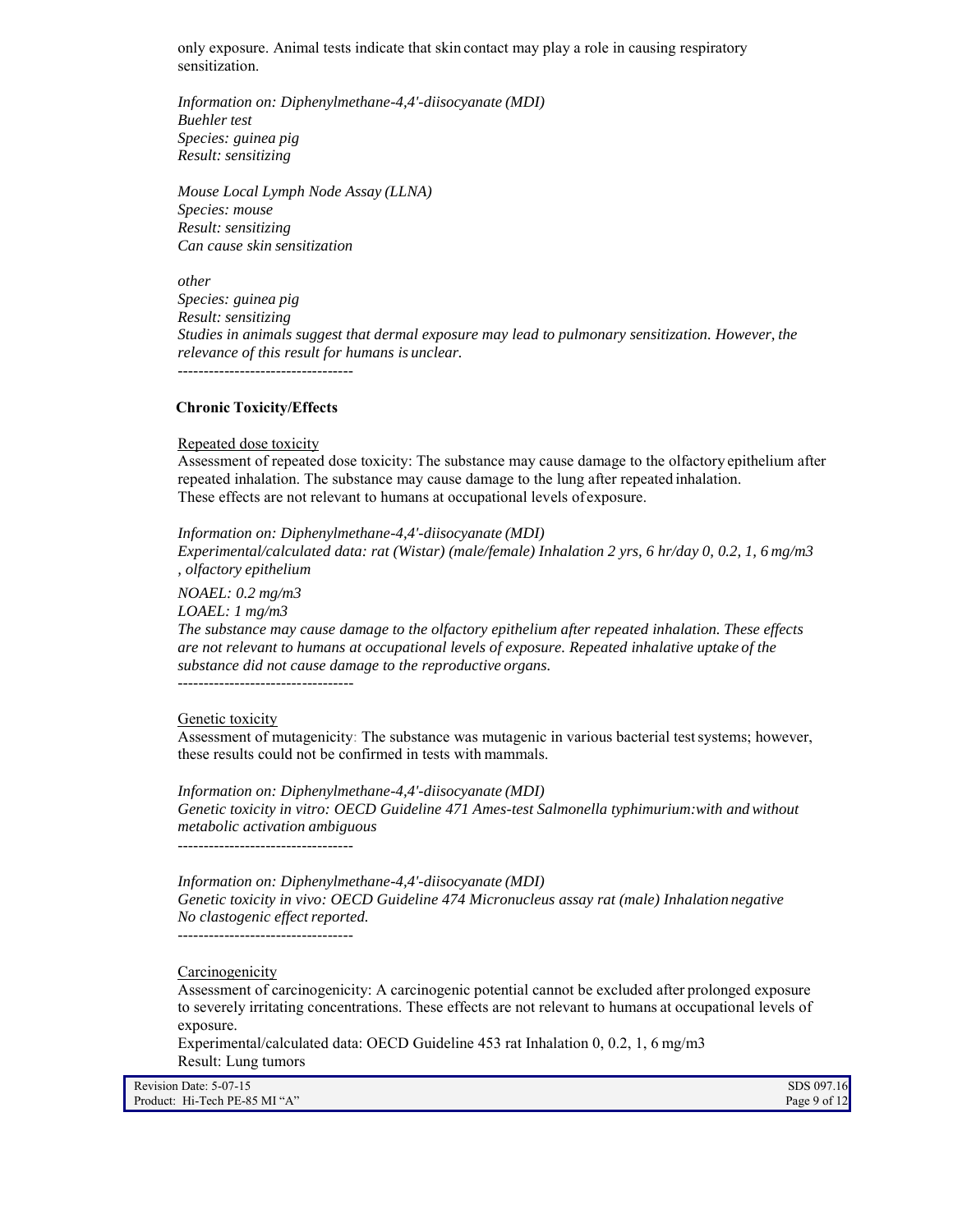only exposure. Animal tests indicate that skin contact may play a role in causing respiratory sensitization.

*Information on: Diphenylmethane-4,4'-diisocyanate (MDI)*
*Buehler test*
*Species: guinea pig*
*Result: sensitizing*

*Mouse Local Lymph Node Assay (LLNA)*
*Species: mouse*
*Result: sensitizing*
*Can cause skin sensitization*

*other*
*Species: guinea pig*
*Result: sensitizing*
*Studies in animals suggest that dermal exposure may lead to pulmonary sensitization. However, the relevance of this result for humans is unclear.*
----------------------------------

**Chronic Toxicity/Effects**

Repeated dose toxicity
Assessment of repeated dose toxicity: The substance may cause damage to the olfactory epithelium after repeated inhalation. The substance may cause damage to the lung after repeated inhalation.
These effects are not relevant to humans at occupational levels of exposure.

*Information on: Diphenylmethane-4,4'-diisocyanate (MDI)*
*Experimental/calculated data: rat (Wistar) (male/female) Inhalation 2 yrs, 6 hr/day 0, 0.2, 1, 6 mg/m3 , olfactory epithelium*

*NOAEL: 0.2 mg/m3*
*LOAEL: 1 mg/m3*
*The substance may cause damage to the olfactory epithelium after repeated inhalation. These effects are not relevant to humans at occupational levels of exposure. Repeated inhalative uptake of the substance did not cause damage to the reproductive organs.*
----------------------------------

Genetic toxicity
Assessment of mutagenicity: The substance was mutagenic in various bacterial test systems; however, these results could not be confirmed in tests with mammals.

*Information on: Diphenylmethane-4,4'-diisocyanate (MDI)*
*Genetic toxicity in vitro: OECD Guideline 471 Ames-test Salmonella typhimurium:with and without metabolic activation ambiguous*
----------------------------------

*Information on: Diphenylmethane-4,4'-diisocyanate (MDI)*
*Genetic toxicity in vivo: OECD Guideline 474 Micronucleus assay rat (male) Inhalation negative*
*No clastogenic effect reported.*
----------------------------------

Carcinogenicity
Assessment of carcinogenicity: A carcinogenic potential cannot be excluded after prolonged exposure to severely irritating concentrations. These effects are not relevant to humans at occupational levels of exposure.
Experimental/calculated data: OECD Guideline 453 rat Inhalation 0, 0.2, 1, 6 mg/m3
Result: Lung tumors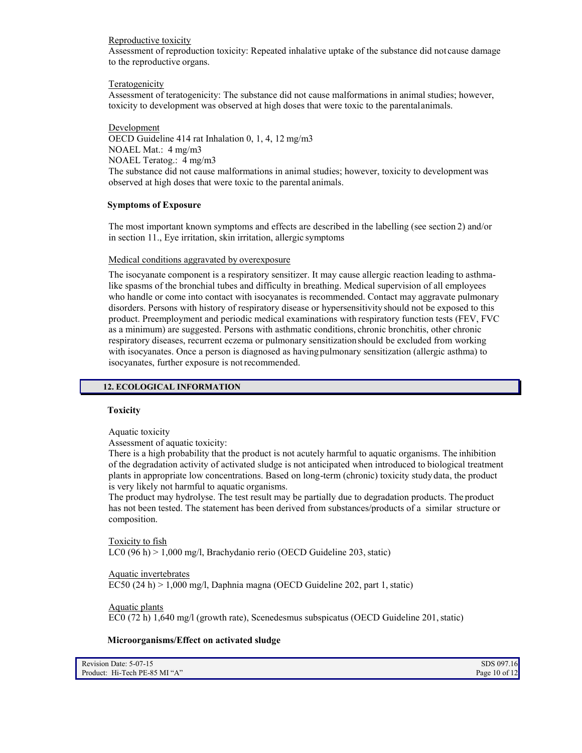Reproductive toxicity

Assessment of reproduction toxicity: Repeated inhalative uptake of the substance did not cause damage to the reproductive organs.

Teratogenicity

Assessment of teratogenicity: The substance did not cause malformations in animal studies; however, toxicity to development was observed at high doses that were toxic to the parental animals.

Development

OECD Guideline 414 rat Inhalation 0, 1, 4, 12 mg/m3
NOAEL Mat.: 4 mg/m3
NOAEL Teratog.: 4 mg/m3
The substance did not cause malformations in animal studies; however, toxicity to development was observed at high doses that were toxic to the parental animals.

**Symptoms of Exposure**

The most important known symptoms and effects are described in the labelling (see section 2) and/or in section 11., Eye irritation, skin irritation, allergic symptoms

Medical conditions aggravated by overexposure

The isocyanate component is a respiratory sensitizer. It may cause allergic reaction leading to asthma-like spasms of the bronchial tubes and difficulty in breathing. Medical supervision of all employees who handle or come into contact with isocyanates is recommended. Contact may aggravate pulmonary disorders. Persons with history of respiratory disease or hypersensitivity should not be exposed to this product. Preemployment and periodic medical examinations with respiratory function tests (FEV, FVC as a minimum) are suggested. Persons with asthmatic conditions, chronic bronchitis, other chronic respiratory diseases, recurrent eczema or pulmonary sensitization should be excluded from working with isocyanates. Once a person is diagnosed as having pulmonary sensitization (allergic asthma) to isocyanates, further exposure is not recommended.

## 12. ECOLOGICAL INFORMATION

**Toxicity**

Aquatic toxicity

Assessment of aquatic toxicity:

There is a high probability that the product is not acutely harmful to aquatic organisms. The inhibition of the degradation activity of activated sludge is not anticipated when introduced to biological treatment plants in appropriate low concentrations. Based on long-term (chronic) toxicity study data, the product is very likely not harmful to aquatic organisms.

The product may hydrolyse. The test result may be partially due to degradation products. The product has not been tested. The statement has been derived from substances/products of a similar structure or composition.

Toxicity to fish

LC0 (96 h) > 1,000 mg/l, Brachydanio rerio (OECD Guideline 203, static)

Aquatic invertebrates

EC50 (24 h) > 1,000 mg/l, Daphnia magna (OECD Guideline 202, part 1, static)

Aquatic plants

EC0 (72 h) 1,640 mg/l (growth rate), Scenedesmus subspicatus (OECD Guideline 201, static)

**Microorganisms/Effect on activated sludge**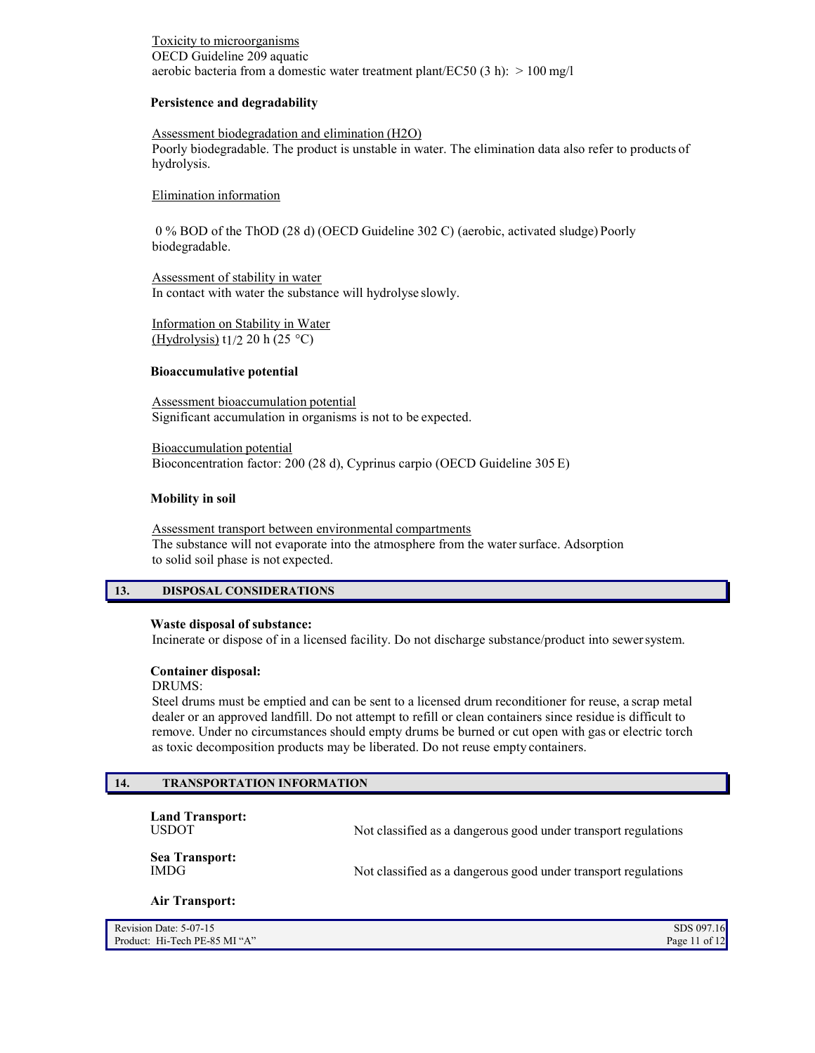Toxicity to microorganisms
OECD Guideline 209 aquatic
aerobic bacteria from a domestic water treatment plant/EC50 (3 h): > 100 mg/l

**Persistence and degradability**

Assessment biodegradation and elimination ($H_2O$)
Poorly biodegradable. The product is unstable in water. The elimination data also refer to products of hydrolysis.

Elimination information

0 % BOD of the ThOD (28 d) (OECD Guideline 302 C) (aerobic, activated sludge) Poorly biodegradable.

Assessment of stability in water
In contact with water the substance will hydrolyse slowly.

Information on Stability in Water
(Hydrolysis) $t_{1/2}$ 20 h (25 °C)

**Bioaccumulative potential**

Assessment bioaccumulation potential
Significant accumulation in organisms is not to be expected.

Bioaccumulation potential
Bioconcentration factor: 200 (28 d), Cyprinus carpio (OECD Guideline 305 E)

**Mobility in soil**

Assessment transport between environmental compartments
The substance will not evaporate into the atmosphere from the water surface. Adsorption to solid soil phase is not expected.

## 13. DISPOSAL CONSIDERATIONS

**Waste disposal of substance:**
Incinerate or dispose of in a licensed facility. Do not discharge substance/product into sewer system.

**Container disposal:**
DRUMS:
Steel drums must be emptied and can be sent to a licensed drum reconditioner for reuse, a scrap metal dealer or an approved landfill. Do not attempt to refill or clean containers since residue is difficult to remove. Under no circumstances should empty drums be burned or cut open with gas or electric torch as toxic decomposition products may be liberated. Do not reuse empty containers.

## 14. TRANSPORTATION INFORMATION

**Land Transport:**
USDOT — Not classified as a dangerous good under transport regulations

**Sea Transport:**
IMDG — Not classified as a dangerous good under transport regulations

**Air Transport:**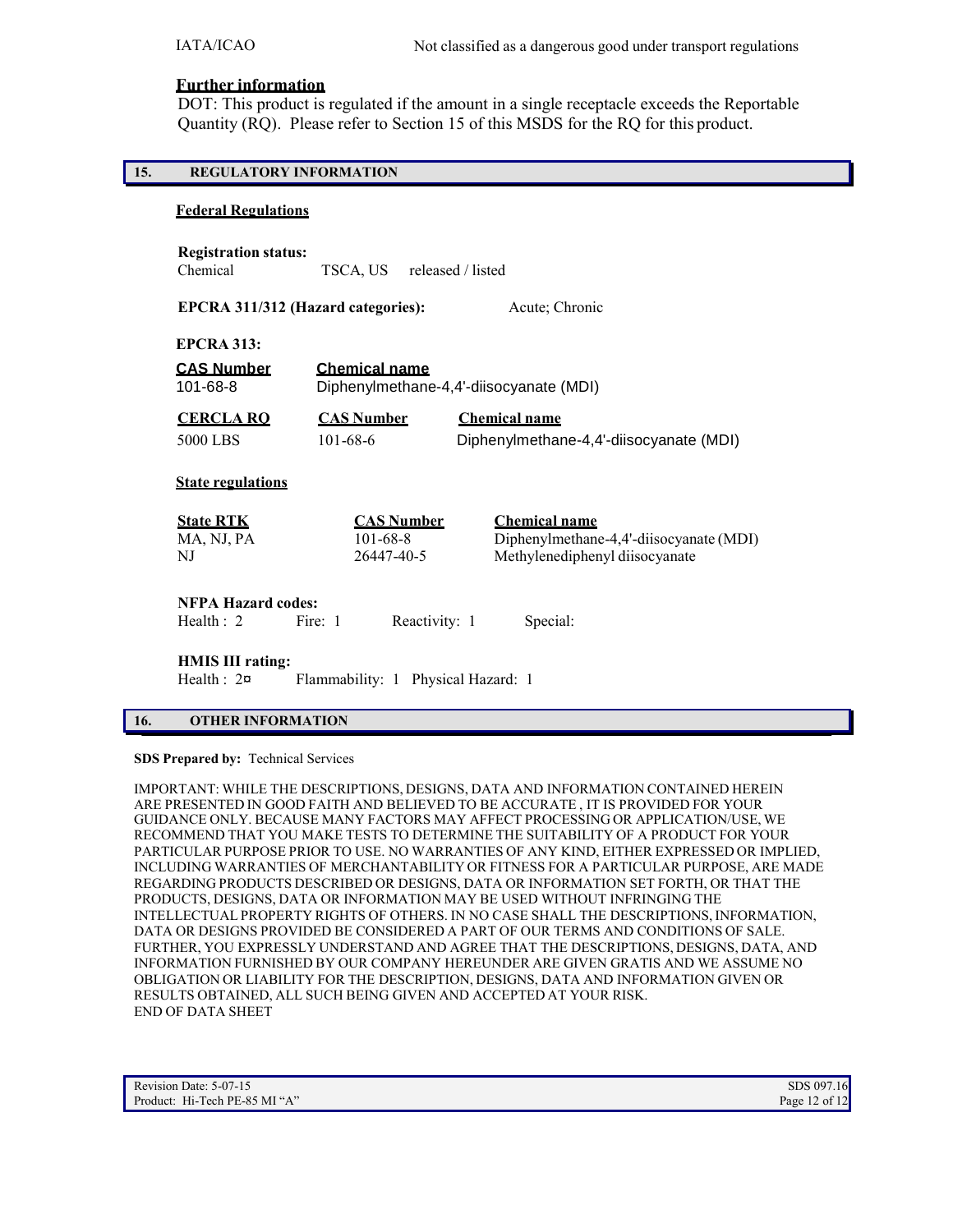| IATA/ICAO | Not classified as a dangerous good under transport regulations |
|---|---|

**Further information**

DOT: This product is regulated if the amount in a single receptacle exceeds the Reportable Quantity (RQ). Please refer to Section 15 of this MSDS for the RQ for this product.

## 15. REGULATORY INFORMATION

**Federal Regulations**

**Registration status:**

| Chemical | TSCA, US | released / listed |
|---|---|---|

**EPCRA 311/312 (Hazard categories):** Acute; Chronic

**EPCRA 313:**

| CAS Number | Chemical name |
|---|---|
| 101-68-8 | Diphenylmethane-4,4'-diisocyanate (MDI) |

| CERCLA RQ | CAS Number | Chemical name |
|---|---|---|
| 5000 LBS | 101-68-6 | Diphenylmethane-4,4'-diisocyanate (MDI) |

**State regulations**

| State RTK | CAS Number | Chemical name |
|---|---|---|
| MA, NJ, PA | 101-68-8 | Diphenylmethane-4,4'-diisocyanate (MDI) |
| NJ | 26447-40-5 | Methylenediphenyl diisocyanate |

**NFPA Hazard codes:**

Health : 2 Fire: 1 Reactivity: 1 Special:

**HMIS III rating:**

Health : 2¤ Flammability: 1 Physical Hazard: 1

## 16. OTHER INFORMATION

**SDS Prepared by:** Technical Services

IMPORTANT: WHILE THE DESCRIPTIONS, DESIGNS, DATA AND INFORMATION CONTAINED HEREIN ARE PRESENTED IN GOOD FAITH AND BELIEVED TO BE ACCURATE , IT IS PROVIDED FOR YOUR GUIDANCE ONLY. BECAUSE MANY FACTORS MAY AFFECT PROCESSING OR APPLICATION/USE, WE RECOMMEND THAT YOU MAKE TESTS TO DETERMINE THE SUITABILITY OF A PRODUCT FOR YOUR PARTICULAR PURPOSE PRIOR TO USE. NO WARRANTIES OF ANY KIND, EITHER EXPRESSED OR IMPLIED, INCLUDING WARRANTIES OF MERCHANTABILITY OR FITNESS FOR A PARTICULAR PURPOSE, ARE MADE REGARDING PRODUCTS DESCRIBED OR DESIGNS, DATA OR INFORMATION SET FORTH, OR THAT THE PRODUCTS, DESIGNS, DATA OR INFORMATION MAY BE USED WITHOUT INFRINGING THE INTELLECTUAL PROPERTY RIGHTS OF OTHERS. IN NO CASE SHALL THE DESCRIPTIONS, INFORMATION, DATA OR DESIGNS PROVIDED BE CONSIDERED A PART OF OUR TERMS AND CONDITIONS OF SALE. FURTHER, YOU EXPRESSLY UNDERSTAND AND AGREE THAT THE DESCRIPTIONS, DESIGNS, DATA, AND INFORMATION FURNISHED BY OUR COMPANY HEREUNDER ARE GIVEN GRATIS AND WE ASSUME NO OBLIGATION OR LIABILITY FOR THE DESCRIPTION, DESIGNS, DATA AND INFORMATION GIVEN OR RESULTS OBTAINED, ALL SUCH BEING GIVEN AND ACCEPTED AT YOUR RISK.
END OF DATA SHEET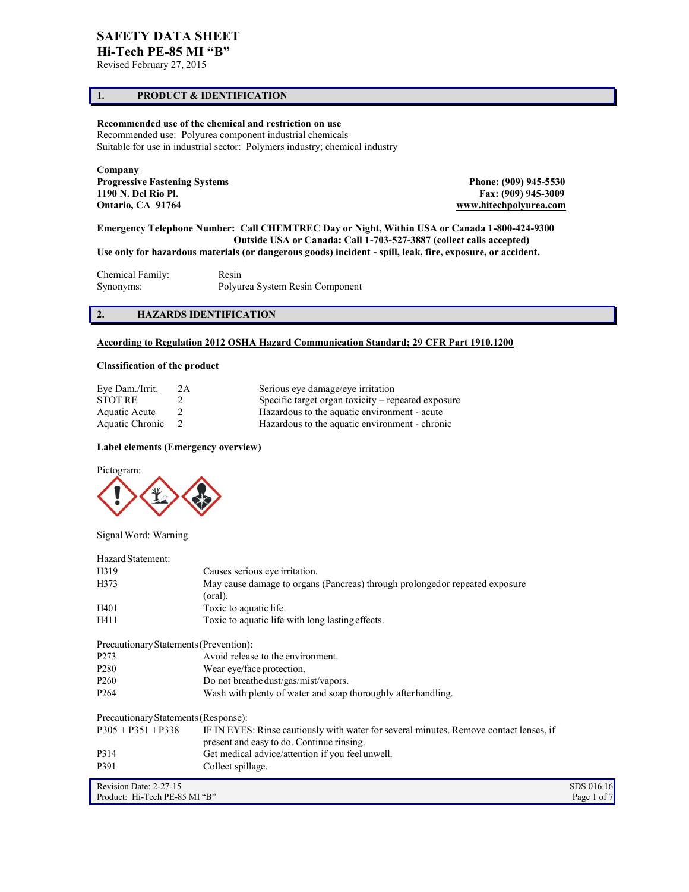# SAFETY DATA SHEET

## Hi-Tech PE-85 MI "B"

Revised February 27, 2015

## 1. PRODUCT & IDENTIFICATION

**Recommended use of the chemical and restriction on use**

Recommended use: Polyurea component industrial chemicals

Suitable for use in industrial sector: Polymers industry; chemical industry

**Company**

**Progressive Fastening Systems**
**1190 N. Del Rio Pl.**
**Ontario, CA 91764**

**Phone: (909) 945-5530**
**Fax: (909) 945-3009**
**www.hitechpolyurea.com**

**Emergency Telephone Number: Call CHEMTREC Day or Night, Within USA or Canada 1-800-424-9300**
**Outside USA or Canada: Call 1-703-527-3887 (collect calls accepted)**
**Use only for hazardous materials (or dangerous goods) incident - spill, leak, fire, exposure, or accident.**

| | |
|---|---|
| Chemical Family: | Resin |
| Synonyms: | Polyurea System Resin Component |

## 2. HAZARDS IDENTIFICATION

**According to Regulation 2012 OSHA Hazard Communication Standard; 29 CFR Part 1910.1200**

**Classification of the product**

| | | |
|---|---|---|
| Eye Dam./Irrit. | 2A | Serious eye damage/eye irritation |
| STOT RE | 2 | Specific target organ toxicity – repeated exposure |
| Aquatic Acute | 2 | Hazardous to the aquatic environment - acute |
| Aquatic Chronic | 2 | Hazardous to the aquatic environment - chronic |

**Label elements (Emergency overview)**

Pictogram:

Signal Word: Warning

Hazard Statement:

| | |
|---|---|
| H319 | Causes serious eye irritation. |
| H373 | May cause damage to organs (Pancreas) through prolonged or repeated exposure (oral). |
| H401 | Toxic to aquatic life. |
| H411 | Toxic to aquatic life with long lasting effects. |

Precautionary Statements (Prevention):

| | |
|---|---|
| P273 | Avoid release to the environment. |
| P280 | Wear eye/face protection. |
| P260 | Do not breathe dust/gas/mist/vapors. |
| P264 | Wash with plenty of water and soap thoroughly after handling. |

Precautionary Statements (Response):

| | |
|---|---|
| P305 + P351 + P338 | IF IN EYES: Rinse cautiously with water for several minutes. Remove contact lenses, if present and easy to do. Continue rinsing. |
| P314 | Get medical advice/attention if you feel unwell. |
| P391 | Collect spillage. |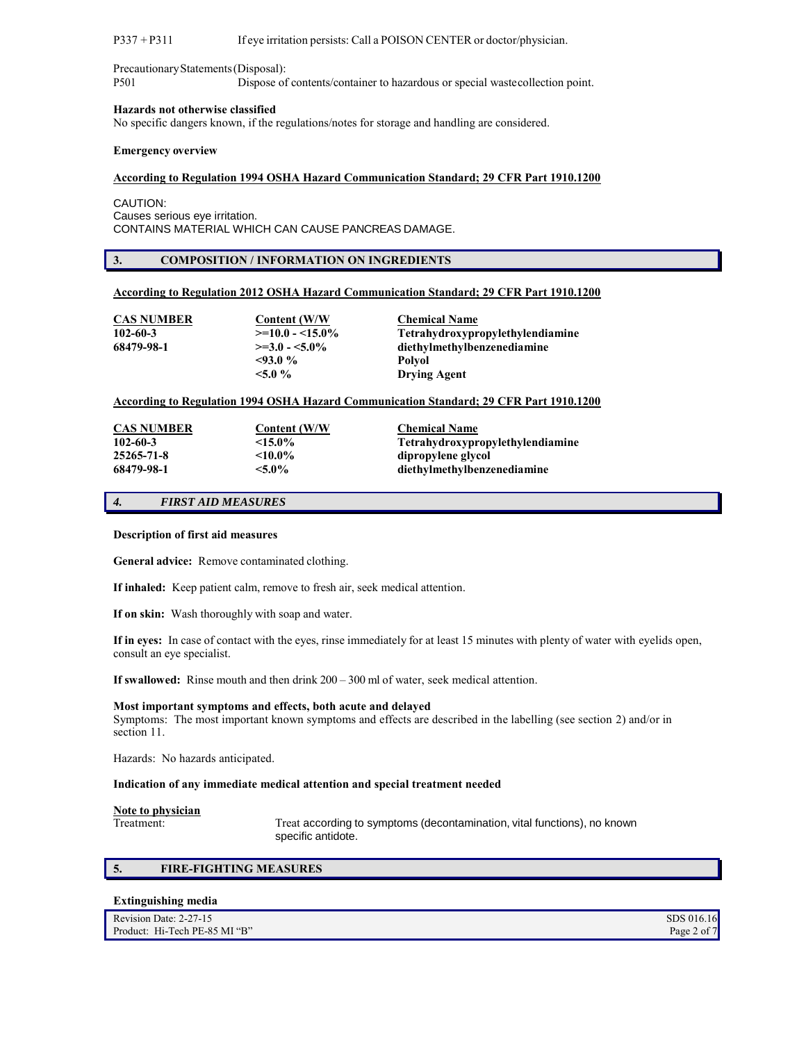P337 + P311 If eye irritation persists: Call a POISON CENTER or doctor/physician.

Precautionary Statements (Disposal):
P501 Dispose of contents/container to hazardous or special wastecollection point.

**Hazards not otherwise classified**
No specific dangers known, if the regulations/notes for storage and handling are considered.

**Emergency overview**

**According to Regulation 1994 OSHA Hazard Communication Standard; 29 CFR Part 1910.1200**

CAUTION:
Causes serious eye irritation.
CONTAINS MATERIAL WHICH CAN CAUSE PANCREAS DAMAGE.

## 3. COMPOSITION / INFORMATION ON INGREDIENTS

**According to Regulation 2012 OSHA Hazard Communication Standard; 29 CFR Part 1910.1200**

| CAS NUMBER | Content (W/W | Chemical Name |
|---|---|---|
| 102-60-3 | >=10.0 - <15.0% | Tetrahydroxypropylethylendiamine |
| 68479-98-1 | >=3.0 - <5.0% | diethylmethylbenzenediamine |
| | <93.0 % | Polyol |
| | <5.0 % | Drying Agent |

**According to Regulation 1994 OSHA Hazard Communication Standard; 29 CFR Part 1910.1200**

| CAS NUMBER | Content (W/W | Chemical Name |
|---|---|---|
| 102-60-3 | <15.0% | Tetrahydroxypropylethylendiamine |
| 25265-71-8 | <10.0% | dipropylene glycol |
| 68479-98-1 | <5.0% | diethylmethylbenzenediamine |

## *4. FIRST AID MEASURES*

**Description of first aid measures**

**General advice:** Remove contaminated clothing.

**If inhaled:** Keep patient calm, remove to fresh air, seek medical attention.

**If on skin:** Wash thoroughly with soap and water.

**If in eyes:** In case of contact with the eyes, rinse immediately for at least 15 minutes with plenty of water with eyelids open, consult an eye specialist.

**If swallowed:** Rinse mouth and then drink 200 – 300 ml of water, seek medical attention.

**Most important symptoms and effects, both acute and delayed**
Symptoms: The most important known symptoms and effects are described in the labelling (see section 2) and/or in section 11.

Hazards: No hazards anticipated.

**Indication of any immediate medical attention and special treatment needed**

**Note to physician**
Treatment: Treat according to symptoms (decontamination, vital functions), no known specific antidote.

## 5. FIRE-FIGHTING MEASURES

**Extinguishing media**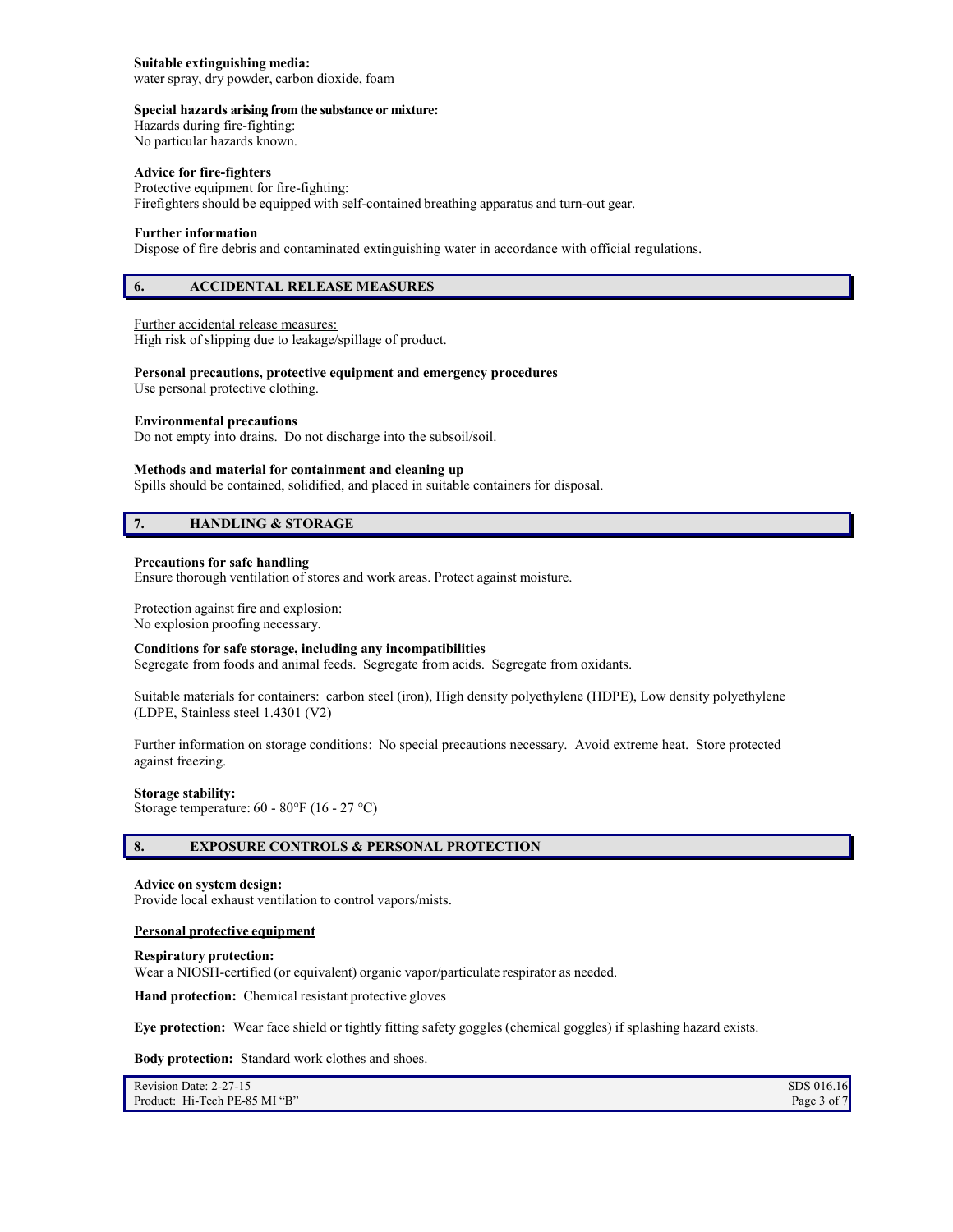**Suitable extinguishing media:**
water spray, dry powder, carbon dioxide, foam

**Special hazards arising from the substance or mixture:**
Hazards during fire-fighting:
No particular hazards known.

**Advice for fire-fighters**
Protective equipment for fire-fighting:
Firefighters should be equipped with self-contained breathing apparatus and turn-out gear.

**Further information**
Dispose of fire debris and contaminated extinguishing water in accordance with official regulations.

## 6. ACCIDENTAL RELEASE MEASURES

Further accidental release measures:
High risk of slipping due to leakage/spillage of product.

**Personal precautions, protective equipment and emergency procedures**
Use personal protective clothing.

**Environmental precautions**
Do not empty into drains. Do not discharge into the subsoil/soil.

**Methods and material for containment and cleaning up**
Spills should be contained, solidified, and placed in suitable containers for disposal.

## 7. HANDLING & STORAGE

**Precautions for safe handling**
Ensure thorough ventilation of stores and work areas. Protect against moisture.

Protection against fire and explosion:
No explosion proofing necessary.

**Conditions for safe storage, including any incompatibilities**
Segregate from foods and animal feeds. Segregate from acids. Segregate from oxidants.

Suitable materials for containers: carbon steel (iron), High density polyethylene (HDPE), Low density polyethylene (LDPE, Stainless steel 1.4301 (V2)

Further information on storage conditions: No special precautions necessary. Avoid extreme heat. Store protected against freezing.

**Storage stability:**
Storage temperature: 60 - 80°F (16 - 27 °C)

## 8. EXPOSURE CONTROLS & PERSONAL PROTECTION

**Advice on system design:**
Provide local exhaust ventilation to control vapors/mists.

**Personal protective equipment**

**Respiratory protection:**
Wear a NIOSH-certified (or equivalent) organic vapor/particulate respirator as needed.

**Hand protection:** Chemical resistant protective gloves

**Eye protection:** Wear face shield or tightly fitting safety goggles (chemical goggles) if splashing hazard exists.

**Body protection:** Standard work clothes and shoes.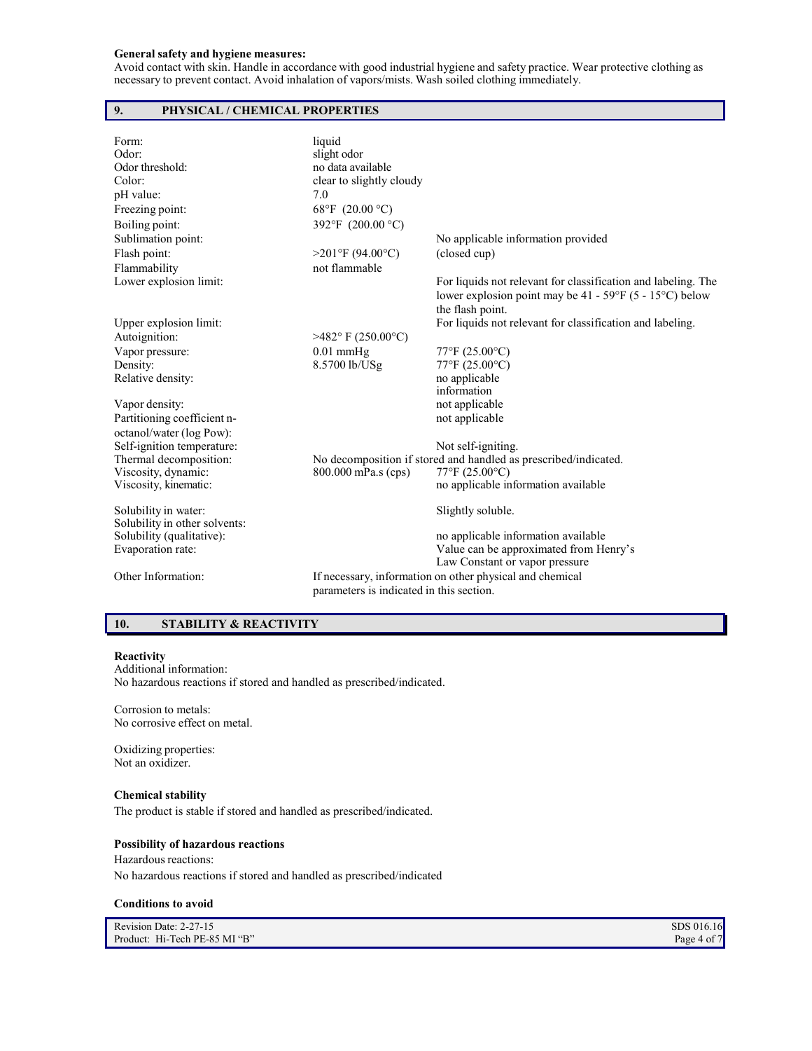**General safety and hygiene measures:**
Avoid contact with skin. Handle in accordance with good industrial hygiene and safety practice. Wear protective clothing as necessary to prevent contact. Avoid inhalation of vapors/mists. Wash soiled clothing immediately.

## 9. PHYSICAL / CHEMICAL PROPERTIES

| | | |
|---|---|---|
| Form: | liquid | |
| Odor: | slight odor | |
| Odor threshold: | no data available | |
| Color: | clear to slightly cloudy | |
| pH value: | 7.0 | |
| Freezing point: | 68°F (20.00 °C) | |
| Boiling point: | 392°F (200.00 °C) | |
| Sublimation point: | | No applicable information provided |
| Flash point: | >201°F (94.00°C) | (closed cup) |
| Flammability | not flammable | |
| Lower explosion limit: | | For liquids not relevant for classification and labeling. The lower explosion point may be 41 - 59°F (5 - 15°C) below the flash point. |
| Upper explosion limit: | | For liquids not relevant for classification and labeling. |
| Autoignition: | >482° F (250.00°C) | |
| Vapor pressure: | 0.01 mmHg | 77°F (25.00°C) |
| Density: | 8.5700 lb/USg | 77°F (25.00°C) |
| Relative density: | | no applicable information |
| Vapor density: | | not applicable |
| Partitioning coefficient n-octanol/water (log Pow): | | not applicable |
| Self-ignition temperature: | | Not self-igniting. |
| Thermal decomposition: | No decomposition if stored and handled as prescribed/indicated. | |
| Viscosity, dynamic: | 800.000 mPa.s (cps) | 77°F (25.00°C) |
| Viscosity, kinematic: | | no applicable information available |
| Solubility in water: | | Slightly soluble. |
| Solubility in other solvents: | | |
| Solubility (qualitative): | | no applicable information available |
| Evaporation rate: | | Value can be approximated from Henry's Law Constant or vapor pressure |
| Other Information: | If necessary, information on other physical and chemical parameters is indicated in this section. | |

## 10. STABILITY & REACTIVITY

**Reactivity**
Additional information:
No hazardous reactions if stored and handled as prescribed/indicated.

Corrosion to metals:
No corrosive effect on metal.

Oxidizing properties:
Not an oxidizer.

**Chemical stability**
The product is stable if stored and handled as prescribed/indicated.

**Possibility of hazardous reactions**
Hazardous reactions:
No hazardous reactions if stored and handled as prescribed/indicated

**Conditions to avoid**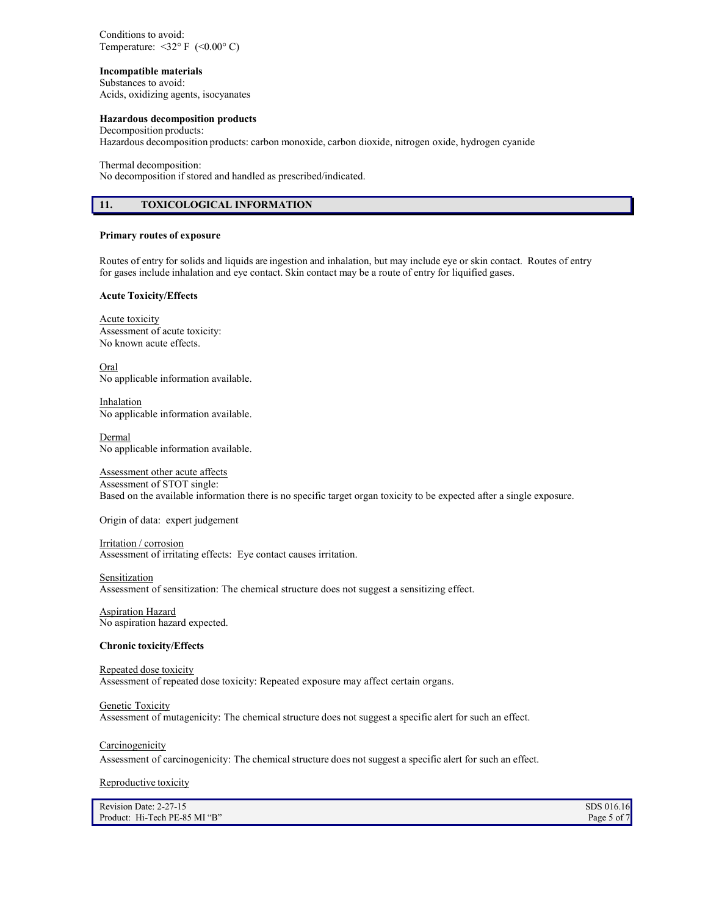Conditions to avoid:
Temperature: <32° F (<0.00° C)

**Incompatible materials**
Substances to avoid:
Acids, oxidizing agents, isocyanates

**Hazardous decomposition products**
Decomposition products:
Hazardous decomposition products: carbon monoxide, carbon dioxide, nitrogen oxide, hydrogen cyanide

Thermal decomposition:
No decomposition if stored and handled as prescribed/indicated.

## 11. TOXICOLOGICAL INFORMATION

**Primary routes of exposure**

Routes of entry for solids and liquids are ingestion and inhalation, but may include eye or skin contact. Routes of entry for gases include inhalation and eye contact. Skin contact may be a route of entry for liquified gases.

**Acute Toxicity/Effects**

Acute toxicity
Assessment of acute toxicity:
No known acute effects.

Oral
No applicable information available.

Inhalation
No applicable information available.

Dermal
No applicable information available.

Assessment other acute affects
Assessment of STOT single:
Based on the available information there is no specific target organ toxicity to be expected after a single exposure.

Origin of data: expert judgement

Irritation / corrosion
Assessment of irritating effects: Eye contact causes irritation.

Sensitization
Assessment of sensitization: The chemical structure does not suggest a sensitizing effect.

Aspiration Hazard
No aspiration hazard expected.

**Chronic toxicity/Effects**

Repeated dose toxicity
Assessment of repeated dose toxicity: Repeated exposure may affect certain organs.

Genetic Toxicity
Assessment of mutagenicity: The chemical structure does not suggest a specific alert for such an effect.

Carcinogenicity
Assessment of carcinogenicity: The chemical structure does not suggest a specific alert for such an effect.

Reproductive toxicity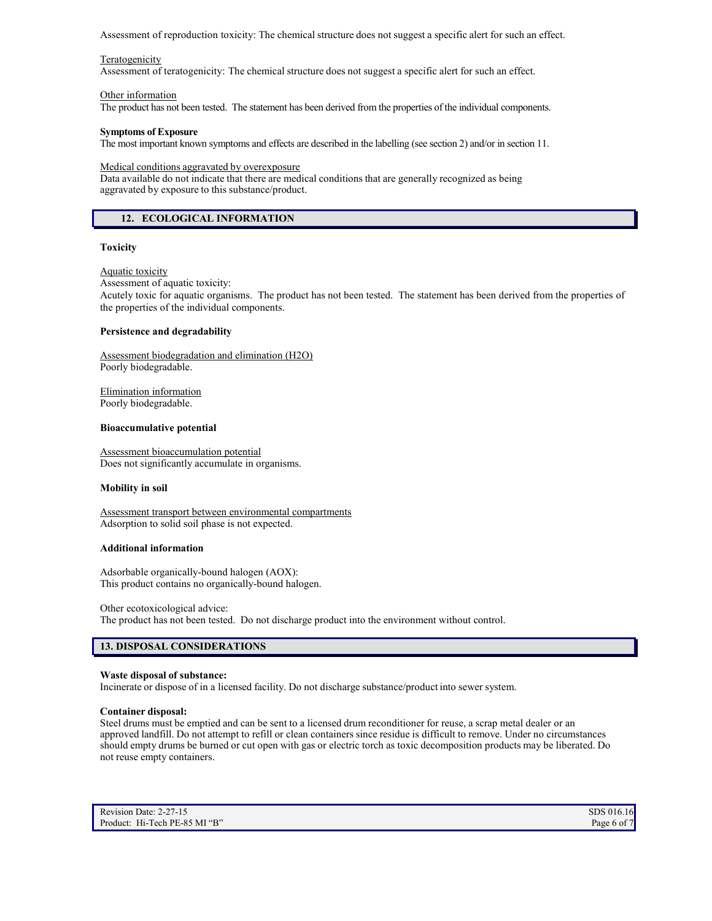Assessment of reproduction toxicity: The chemical structure does not suggest a specific alert for such an effect.

Teratogenicity

Assessment of teratogenicity: The chemical structure does not suggest a specific alert for such an effect.

Other information

The product has not been tested. The statement has been derived from the properties of the individual components.

**Symptoms of Exposure**

The most important known symptoms and effects are described in the labelling (see section 2) and/or in section 11.

Medical conditions aggravated by overexposure

Data available do not indicate that there are medical conditions that are generally recognized as being aggravated by exposure to this substance/product.

## 12. ECOLOGICAL INFORMATION

**Toxicity**

Aquatic toxicity

Assessment of aquatic toxicity:

Acutely toxic for aquatic organisms. The product has not been tested. The statement has been derived from the properties of the properties of the individual components.

**Persistence and degradability**

Assessment biodegradation and elimination (H2O)

Poorly biodegradable.

Elimination information

Poorly biodegradable.

**Bioaccumulative potential**

Assessment bioaccumulation potential

Does not significantly accumulate in organisms.

**Mobility in soil**

Assessment transport between environmental compartments

Adsorption to solid soil phase is not expected.

**Additional information**

Adsorbable organically-bound halogen (AOX):

This product contains no organically-bound halogen.

Other ecotoxicological advice:

The product has not been tested. Do not discharge product into the environment without control.

## 13. DISPOSAL CONSIDERATIONS

**Waste disposal of substance:**

Incinerate or dispose of in a licensed facility. Do not discharge substance/product into sewer system.

**Container disposal:**

Steel drums must be emptied and can be sent to a licensed drum reconditioner for reuse, a scrap metal dealer or an approved landfill. Do not attempt to refill or clean containers since residue is difficult to remove. Under no circumstances should empty drums be burned or cut open with gas or electric torch as toxic decomposition products may be liberated. Do not reuse empty containers.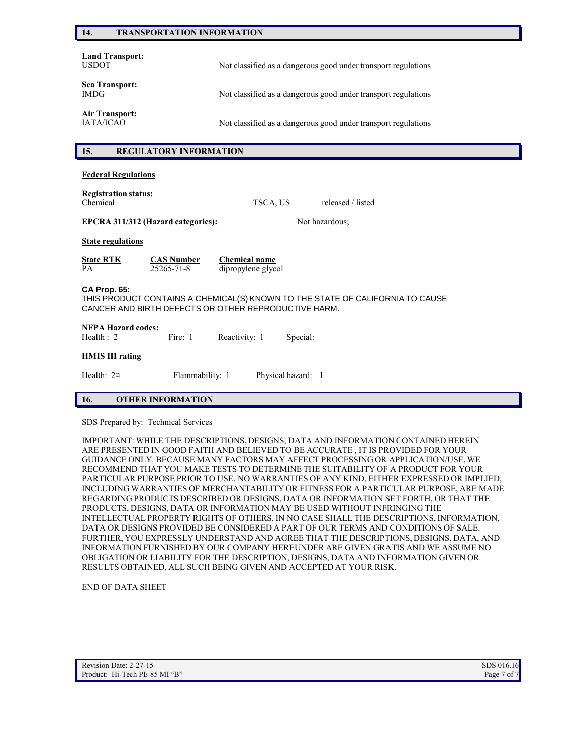## 14. TRANSPORTATION INFORMATION

**Land Transport:**
USDOT — Not classified as a dangerous good under transport regulations

**Sea Transport:**
IMDG — Not classified as a dangerous good under transport regulations

**Air Transport:**
IATA/ICAO — Not classified as a dangerous good under transport regulations

## 15. REGULATORY INFORMATION

**Federal Regulations**

**Registration status:**

| | | |
|---|---|---|
| Chemical | TSCA, US | released / listed |

**EPCRA 311/312 (Hazard categories):** Not hazardous;

**State regulations**

| State RTK | CAS Number | Chemical name |
|---|---|---|
| PA | 25265-71-8 | dipropylene glycol |

**CA Prop. 65:**
THIS PRODUCT CONTAINS A CHEMICAL(S) KNOWN TO THE STATE OF CALIFORNIA TO CAUSE CANCER AND BIRTH DEFECTS OR OTHER REPRODUCTIVE HARM.

**NFPA Hazard codes:**

Health : 2 Fire: 1 Reactivity: 1 Special:

**HMIS III rating**

Health: 2¤ Flammability: 1 Physical hazard: 1

## 16. OTHER INFORMATION

SDS Prepared by: Technical Services

IMPORTANT: WHILE THE DESCRIPTIONS, DESIGNS, DATA AND INFORMATION CONTAINED HEREIN ARE PRESENTED IN GOOD FAITH AND BELIEVED TO BE ACCURATE , IT IS PROVIDED FOR YOUR GUIDANCE ONLY. BECAUSE MANY FACTORS MAY AFFECT PROCESSING OR APPLICATION/USE, WE RECOMMEND THAT YOU MAKE TESTS TO DETERMINE THE SUITABILITY OF A PRODUCT FOR YOUR PARTICULAR PURPOSE PRIOR TO USE. NO WARRANTIES OF ANY KIND, EITHER EXPRESSED OR IMPLIED, INCLUDING WARRANTIES OF MERCHANTABILITY OR FITNESS FOR A PARTICULAR PURPOSE, ARE MADE REGARDING PRODUCTS DESCRIBED OR DESIGNS, DATA OR INFORMATION SET FORTH, OR THAT THE PRODUCTS, DESIGNS, DATA OR INFORMATION MAY BE USED WITHOUT INFRINGING THE INTELLECTUAL PROPERTY RIGHTS OF OTHERS. IN NO CASE SHALL THE DESCRIPTIONS, INFORMATION, DATA OR DESIGNS PROVIDED BE CONSIDERED A PART OF OUR TERMS AND CONDITIONS OF SALE. FURTHER, YOU EXPRESSLY UNDERSTAND AND AGREE THAT THE DESCRIPTIONS, DESIGNS, DATA, AND INFORMATION FURNISHED BY OUR COMPANY HEREUNDER ARE GIVEN GRATIS AND WE ASSUME NO OBLIGATION OR LIABILITY FOR THE DESCRIPTION, DESIGNS, DATA AND INFORMATION GIVEN OR RESULTS OBTAINED, ALL SUCH BEING GIVEN AND ACCEPTED AT YOUR RISK.

END OF DATA SHEET